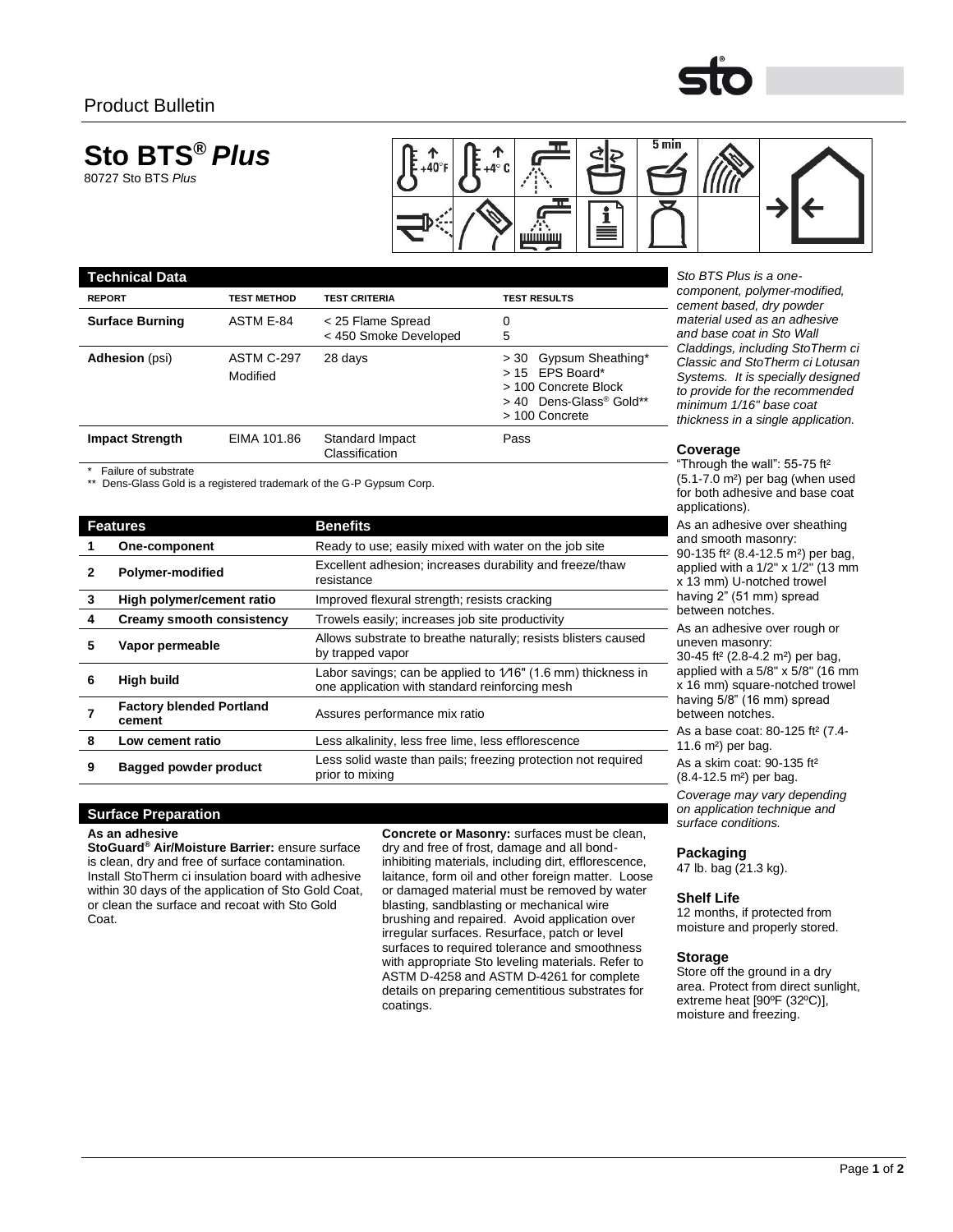Product Bulletin

# Sto BTS® *Plus*

80727 Sto BTS *Plus*

+40°F  +4° C  5 min

## Technical Data

| REPORT | TEST METHOD | TEST CRITERIA | TEST RESULTS |
|---|---|---|---|
| **Surface Burning** | ASTM E-84 | < 25 Flame Spread<br>< 450 Smoke Developed | 0<br>5 |
| **Adhesion** (psi) | ASTM C-297 Modified | 28 days | > 30 Gypsum Sheathing*<br>> 15 EPS Board*<br>> 100 Concrete Block<br>> 40 Dens-Glass® Gold**<br>> 100 Concrete |
| **Impact Strength** | EIMA 101.86 | Standard Impact Classification | Pass |

\* Failure of substrate

\*\* Dens-Glass Gold is a registered trademark of the G-P Gypsum Corp.

| | Features | Benefits |
|---|---|---|
| 1 | **One-component** | Ready to use; easily mixed with water on the job site |
| 2 | **Polymer-modified** | Excellent adhesion; increases durability and freeze/thaw resistance |
| 3 | **High polymer/cement ratio** | Improved flexural strength; resists cracking |
| 4 | **Creamy smooth consistency** | Trowels easily; increases job site productivity |
| 5 | **Vapor permeable** | Allows substrate to breathe naturally; resists blisters caused by trapped vapor |
| 6 | **High build** | Labor savings; can be applied to 1⁄16" (1.6 mm) thickness in one application with standard reinforcing mesh |
| 7 | **Factory blended Portland cement** | Assures performance mix ratio |
| 8 | **Low cement ratio** | Less alkalinity, less free lime, less efflorescence |
| 9 | **Bagged powder product** | Less solid waste than pails; freezing protection not required prior to mixing |

## Surface Preparation

**As an adhesive**

**StoGuard® Air/Moisture Barrier:** ensure surface is clean, dry and free of surface contamination. Install StoTherm ci insulation board with adhesive within 30 days of the application of Sto Gold Coat, or clean the surface and recoat with Sto Gold Coat.

**Concrete or Masonry:** surfaces must be clean, dry and free of frost, damage and all bond-inhibiting materials, including dirt, efflorescence, laitance, form oil and other foreign matter. Loose or damaged material must be removed by water blasting, sandblasting or mechanical wire brushing and repaired. Avoid application over irregular surfaces. Resurface, patch or level surfaces to required tolerance and smoothness with appropriate Sto leveling materials. Refer to ASTM D-4258 and ASTM D-4261 for complete details on preparing cementitious substrates for coatings.

*Sto BTS Plus is a one-component, polymer-modified, cement based, dry powder material used as an adhesive and base coat in Sto Wall Claddings, including StoTherm ci Classic and StoTherm ci Lotusan Systems. It is specially designed to provide for the recommended minimum 1/16" base coat thickness in a single application.*

### Coverage

"Through the wall": 55-75 ft² (5.1-7.0 m²) per bag (when used for both adhesive and base coat applications).

As an adhesive over sheathing and smooth masonry: 90-135 ft² (8.4-12.5 m²) per bag, applied with a 1/2" x 1/2" (13 mm x 13 mm) U-notched trowel having 2" (51 mm) spread between notches.

As an adhesive over rough or uneven masonry: 30-45 ft² (2.8-4.2 m²) per bag, applied with a 5/8" x 5/8" (16 mm x 16 mm) square-notched trowel having 5/8" (16 mm) spread between notches.

As a base coat: 80-125 ft² (7.4-11.6 m²) per bag.

As a skim coat: 90-135 ft² (8.4-12.5 m²) per bag.

*Coverage may vary depending on application technique and surface conditions.*

### Packaging

47 lb. bag (21.3 kg).

### Shelf Life

12 months, if protected from moisture and properly stored.

### Storage

Store off the ground in a dry area. Protect from direct sunlight, extreme heat [90ºF (32ºC)], moisture and freezing.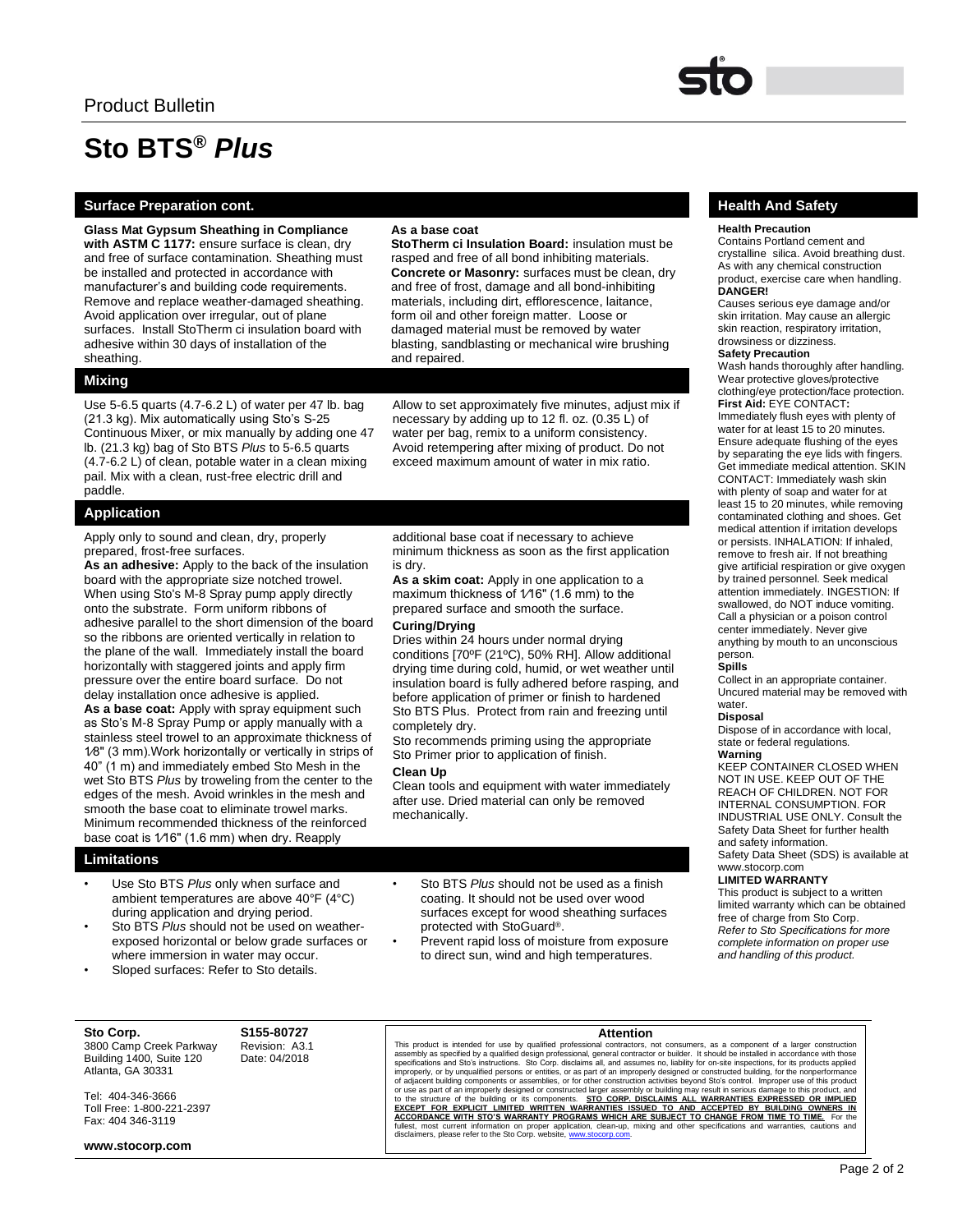Product Bulletin

# Sto BTS® *Plus*

## Surface Preparation cont.

**Glass Mat Gypsum Sheathing in Compliance with ASTM C 1177:** ensure surface is clean, dry and free of surface contamination. Sheathing must be installed and protected in accordance with manufacturer's and building code requirements. Remove and replace weather-damaged sheathing. Avoid application over irregular, out of plane surfaces. Install StoTherm ci insulation board with adhesive within 30 days of installation of the sheathing.

**As a base coat**

**StoTherm ci Insulation Board:** insulation must be rasped and free of all bond inhibiting materials.

**Concrete or Masonry:** surfaces must be clean, dry and free of frost, damage and all bond-inhibiting materials, including dirt, efflorescence, laitance, form oil and other foreign matter. Loose or damaged material must be removed by water blasting, sandblasting or mechanical wire brushing and repaired.

## Mixing

Use 5-6.5 quarts (4.7-6.2 L) of water per 47 lb. bag (21.3 kg). Mix automatically using Sto's S-25 Continuous Mixer, or mix manually by adding one 47 lb. (21.3 kg) bag of Sto BTS *Plus* to 5-6.5 quarts (4.7-6.2 L) of clean, potable water in a clean mixing pail. Mix with a clean, rust-free electric drill and paddle.

Allow to set approximately five minutes, adjust mix if necessary by adding up to 12 fl. oz. (0.35 L) of water per bag, remix to a uniform consistency. Avoid retempering after mixing of product. Do not exceed maximum amount of water in mix ratio.

## Application

Apply only to sound and clean, dry, properly prepared, frost-free surfaces.

**As an adhesive:** Apply to the back of the insulation board with the appropriate size notched trowel. When using Sto's M-8 Spray pump apply directly onto the substrate. Form uniform ribbons of adhesive parallel to the short dimension of the board so the ribbons are oriented vertically in relation to the plane of the wall. Immediately install the board horizontally with staggered joints and apply firm pressure over the entire board surface. Do not delay installation once adhesive is applied.

**As a base coat:** Apply with spray equipment such as Sto's M-8 Spray Pump or apply manually with a stainless steel trowel to an approximate thickness of 1⁄8" (3 mm).Work horizontally or vertically in strips of 40" (1 m) and immediately embed Sto Mesh in the wet Sto BTS *Plus* by troweling from the center to the edges of the mesh. Avoid wrinkles in the mesh and smooth the base coat to eliminate trowel marks. Minimum recommended thickness of the reinforced base coat is 1⁄16" (1.6 mm) when dry. Reapply additional base coat if necessary to achieve minimum thickness as soon as the first application is dry.

**As a skim coat:** Apply in one application to a maximum thickness of 1⁄16" (1.6 mm) to the prepared surface and smooth the surface.

### Curing/Drying

Dries within 24 hours under normal drying conditions [70ºF (21ºC), 50% RH]. Allow additional drying time during cold, humid, or wet weather until insulation board is fully adhered before rasping, and before application of primer or finish to hardened Sto BTS Plus. Protect from rain and freezing until completely dry.

Sto recommends priming using the appropriate Sto Primer prior to application of finish.

### Clean Up

Clean tools and equipment with water immediately after use. Dried material can only be removed mechanically.

## Limitations

- Use Sto BTS *Plus* only when surface and ambient temperatures are above 40°F (4°C) during application and drying period.
- Sto BTS *Plus* should not be used on weather-exposed horizontal or below grade surfaces or where immersion in water may occur.
- Sloped surfaces: Refer to Sto details.
- Sto BTS *Plus* should not be used as a finish coating. It should not be used over wood surfaces except for wood sheathing surfaces protected with StoGuard®.
- Prevent rapid loss of moisture from exposure to direct sun, wind and high temperatures.

## Health And Safety

**Health Precaution**

Contains Portland cement and crystalline silica. Avoid breathing dust. As with any chemical construction product, exercise care when handling.

**DANGER!**

Causes serious eye damage and/or skin irritation. May cause an allergic skin reaction, respiratory irritation, drowsiness or dizziness.

**Safety Precaution**

Wash hands thoroughly after handling. Wear protective gloves/protective clothing/eye protection/face protection.

**First Aid:** EYE CONTACT**:** Immediately flush eyes with plenty of water for at least 15 to 20 minutes. Ensure adequate flushing of the eyes by separating the eye lids with fingers. Get immediate medical attention. SKIN CONTACT: Immediately wash skin with plenty of soap and water for at least 15 to 20 minutes, while removing contaminated clothing and shoes. Get medical attention if irritation develops or persists. INHALATION: If inhaled, remove to fresh air. If not breathing give artificial respiration or give oxygen by trained personnel. Seek medical attention immediately. INGESTION: If swallowed, do NOT induce vomiting. Call a physician or a poison control center immediately. Never give anything by mouth to an unconscious person.

**Spills**

Collect in an appropriate container. Uncured material may be removed with water.

**Disposal**

Dispose of in accordance with local, state or federal regulations.

**Warning**

KEEP CONTAINER CLOSED WHEN NOT IN USE. KEEP OUT OF THE REACH OF CHILDREN. NOT FOR INTERNAL CONSUMPTION. FOR INDUSTRIAL USE ONLY. Consult the Safety Data Sheet for further health and safety information.

Safety Data Sheet (SDS) is available at www.stocorp.com

**LIMITED WARRANTY**

This product is subject to a written limited warranty which can be obtained free of charge from Sto Corp.

*Refer to Sto Specifications for more complete information on proper use and handling of this product.*

---

**Sto Corp.**
3800 Camp Creek Parkway
Building 1400, Suite 120
Atlanta, GA 30331

Tel: 404-346-3666
Toll Free: 1-800-221-2397
Fax: 404 346-3119

**www.stocorp.com**

**S155-80727**
Revision: A3.1
Date: 04/2018

**Attention**

This product is intended for use by qualified professional contractors, not consumers, as a component of a larger construction assembly as specified by a qualified design professional, general contractor or builder. It should be installed in accordance with those specifications and Sto's instructions. Sto Corp. disclaims all, and assumes no, liability for on-site inspections, for its products applied improperly, or by unqualified persons or entities, or as part of an improperly designed or constructed building, for the nonperformance of adjacent building components or assemblies, or for other construction activities beyond Sto's control. Improper use of this product or use as part of an improperly designed or constructed larger assembly or building may result in serious damage to this product, and to the structure of the building or its components. **STO CORP. DISCLAIMS ALL WARRANTIES EXPRESSED OR IMPLIED EXCEPT FOR EXPLICIT LIMITED WRITTEN WARRANTIES ISSUED TO AND ACCEPTED BY BUILDING OWNERS IN ACCORDANCE WITH STO'S WARRANTY PROGRAMS WHICH ARE SUBJECT TO CHANGE FROM TIME TO TIME.** For the fullest, most current information on proper application, clean-up, mixing and other specifications and warranties, cautions and disclaimers, please refer to the Sto Corp. website, www.stocorp.com.